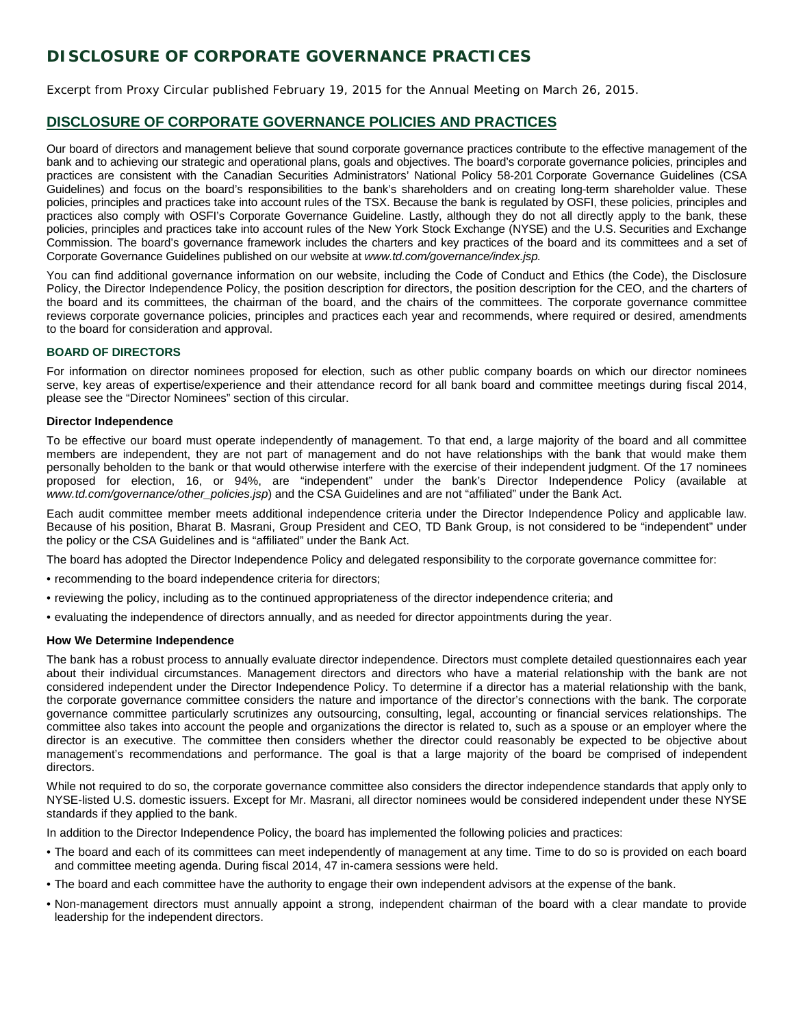# DISCLOSURE OF CORPORATE GOVERNANCE PRACTICES

Excerpt from Proxy Circular published February 19, 2015 for the Annual Meeting on March 26, 2015.

## DISCLOSURE OF CORPORATE GOVERNANCE POLICIES AND PRACTICES

Our board of directors and management believe that sound corporate governance practices contribute to the effective management of the bank and to achieving our strategic and operational plans, goals and objectives. The board's corporate governance policies, principles and practices are consistent with the Canadian Securities Administrators' National Policy 58-201 Corporate Governance Guidelines (CSA Guidelines) and focus on the board's responsibilities to the bank's shareholders and on creating long-term shareholder value. These policies, principles and practices take into account rules of the TSX. Because the bank is regulated by OSFI, these policies, principles and practices also comply with OSFI's Corporate Governance Guideline. Lastly, although they do not all directly apply to the bank, these policies, principles and practices take into account rules of the New York Stock Exchange (NYSE) and the U.S. Securities and Exchange Commission. The board's governance framework includes the charters and key practices of the board and its committees and a set of Corporate Governance Guidelines published on our website at *www.td.com/governance/index.jsp.*

You can find additional governance information on our website, including the Code of Conduct and Ethics (the Code), the Disclosure Policy, the Director Independence Policy, the position description for directors, the position description for the CEO, and the charters of the board and its committees, the chairman of the board, and the chairs of the committees. The corporate governance committee reviews corporate governance policies, principles and practices each year and recommends, where required or desired, amendments to the board for consideration and approval.

### BOARD OF DIRECTORS

For information on director nominees proposed for election, such as other public company boards on which our director nominees serve, key areas of expertise/experience and their attendance record for all bank board and committee meetings during fiscal 2014, please see the "Director Nominees" section of this circular.

#### Director Independence

To be effective our board must operate independently of management. To that end, a large majority of the board and all committee members are independent, they are not part of management and do not have relationships with the bank that would make them personally beholden to the bank or that would otherwise interfere with the exercise of their independent judgment. Of the 17 nominees proposed for election, 16, or 94%, are "independent" under the bank's Director Independence Policy (available at *www.td.com/governance/other_policies.jsp*) and the CSA Guidelines and are not "affiliated" under the Bank Act.

Each audit committee member meets additional independence criteria under the Director Independence Policy and applicable law. Because of his position, Bharat B. Masrani, Group President and CEO, TD Bank Group, is not considered to be "independent" under the policy or the CSA Guidelines and is "affiliated" under the Bank Act.

The board has adopted the Director Independence Policy and delegated responsibility to the corporate governance committee for:

- recommending to the board independence criteria for directors;
- reviewing the policy, including as to the continued appropriateness of the director independence criteria; and
- evaluating the independence of directors annually, and as needed for director appointments during the year.

#### How We Determine Independence

The bank has a robust process to annually evaluate director independence. Directors must complete detailed questionnaires each year about their individual circumstances. Management directors and directors who have a material relationship with the bank are not considered independent under the Director Independence Policy. To determine if a director has a material relationship with the bank, the corporate governance committee considers the nature and importance of the director's connections with the bank. The corporate governance committee particularly scrutinizes any outsourcing, consulting, legal, accounting or financial services relationships. The committee also takes into account the people and organizations the director is related to, such as a spouse or an employer where the director is an executive. The committee then considers whether the director could reasonably be expected to be objective about management's recommendations and performance. The goal is that a large majority of the board be comprised of independent directors.

While not required to do so, the corporate governance committee also considers the director independence standards that apply only to NYSE-listed U.S. domestic issuers. Except for Mr. Masrani, all director nominees would be considered independent under these NYSE standards if they applied to the bank.

In addition to the Director Independence Policy, the board has implemented the following policies and practices:

- The board and each of its committees can meet independently of management at any time. Time to do so is provided on each board and committee meeting agenda. During fiscal 2014, 47 in-camera sessions were held.
- The board and each committee have the authority to engage their own independent advisors at the expense of the bank.
- Non-management directors must annually appoint a strong, independent chairman of the board with a clear mandate to provide leadership for the independent directors.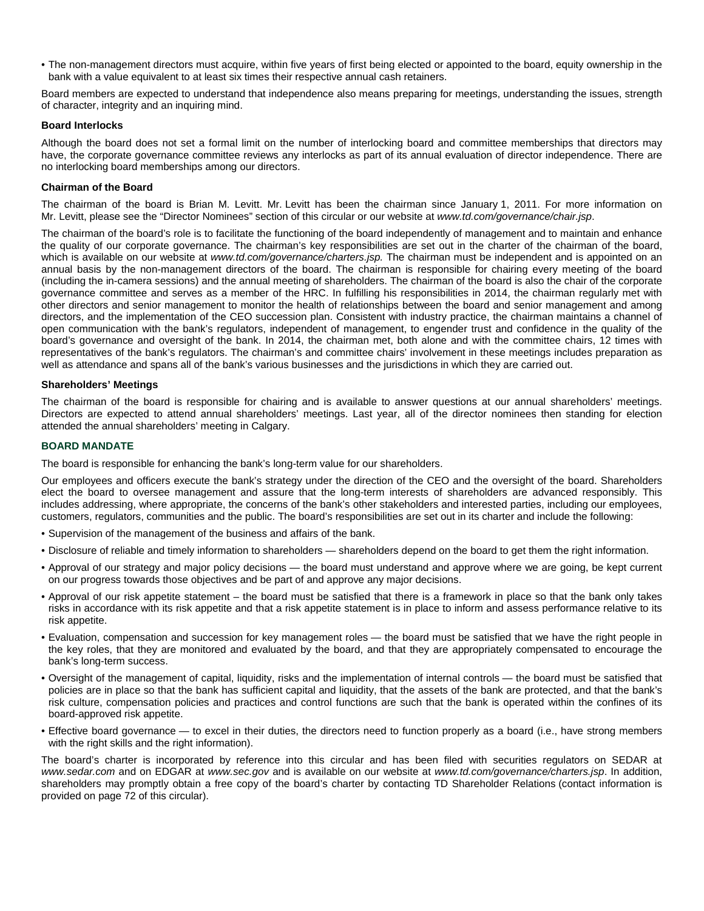- The non-management directors must acquire, within five years of first being elected or appointed to the board, equity ownership in the bank with a value equivalent to at least six times their respective annual cash retainers.

Board members are expected to understand that independence also means preparing for meetings, understanding the issues, strength of character, integrity and an inquiring mind.

**Board Interlocks**

Although the board does not set a formal limit on the number of interlocking board and committee memberships that directors may have, the corporate governance committee reviews any interlocks as part of its annual evaluation of director independence. There are no interlocking board memberships among our directors.

**Chairman of the Board**

The chairman of the board is Brian M. Levitt. Mr. Levitt has been the chairman since January 1, 2011. For more information on Mr. Levitt, please see the "Director Nominees" section of this circular or our website at *www.td.com/governance/chair.jsp*.

The chairman of the board's role is to facilitate the functioning of the board independently of management and to maintain and enhance the quality of our corporate governance. The chairman's key responsibilities are set out in the charter of the chairman of the board, which is available on our website at *www.td.com/governance/charters.jsp.* The chairman must be independent and is appointed on an annual basis by the non-management directors of the board. The chairman is responsible for chairing every meeting of the board (including the in-camera sessions) and the annual meeting of shareholders. The chairman of the board is also the chair of the corporate governance committee and serves as a member of the HRC. In fulfilling his responsibilities in 2014, the chairman regularly met with other directors and senior management to monitor the health of relationships between the board and senior management and among directors, and the implementation of the CEO succession plan. Consistent with industry practice, the chairman maintains a channel of open communication with the bank's regulators, independent of management, to engender trust and confidence in the quality of the board's governance and oversight of the bank. In 2014, the chairman met, both alone and with the committee chairs, 12 times with representatives of the bank's regulators. The chairman's and committee chairs' involvement in these meetings includes preparation as well as attendance and spans all of the bank's various businesses and the jurisdictions in which they are carried out.

**Shareholders' Meetings**

The chairman of the board is responsible for chairing and is available to answer questions at our annual shareholders' meetings. Directors are expected to attend annual shareholders' meetings. Last year, all of the director nominees then standing for election attended the annual shareholders' meeting in Calgary.

## BOARD MANDATE

The board is responsible for enhancing the bank's long-term value for our shareholders.

Our employees and officers execute the bank's strategy under the direction of the CEO and the oversight of the board. Shareholders elect the board to oversee management and assure that the long-term interests of shareholders are advanced responsibly. This includes addressing, where appropriate, the concerns of the bank's other stakeholders and interested parties, including our employees, customers, regulators, communities and the public. The board's responsibilities are set out in its charter and include the following:

- Supervision of the management of the business and affairs of the bank.
- Disclosure of reliable and timely information to shareholders — shareholders depend on the board to get them the right information.
- Approval of our strategy and major policy decisions — the board must understand and approve where we are going, be kept current on our progress towards those objectives and be part of and approve any major decisions.
- Approval of our risk appetite statement – the board must be satisfied that there is a framework in place so that the bank only takes risks in accordance with its risk appetite and that a risk appetite statement is in place to inform and assess performance relative to its risk appetite.
- Evaluation, compensation and succession for key management roles — the board must be satisfied that we have the right people in the key roles, that they are monitored and evaluated by the board, and that they are appropriately compensated to encourage the bank's long-term success.
- Oversight of the management of capital, liquidity, risks and the implementation of internal controls — the board must be satisfied that policies are in place so that the bank has sufficient capital and liquidity, that the assets of the bank are protected, and that the bank's risk culture, compensation policies and practices and control functions are such that the bank is operated within the confines of its board-approved risk appetite.
- Effective board governance — to excel in their duties, the directors need to function properly as a board (i.e., have strong members with the right skills and the right information).

The board's charter is incorporated by reference into this circular and has been filed with securities regulators on SEDAR at *www.sedar.com* and on EDGAR at *www.sec.gov* and is available on our website at *www.td.com/governance/charters.jsp*. In addition, shareholders may promptly obtain a free copy of the board's charter by contacting TD Shareholder Relations (contact information is provided on page 72 of this circular).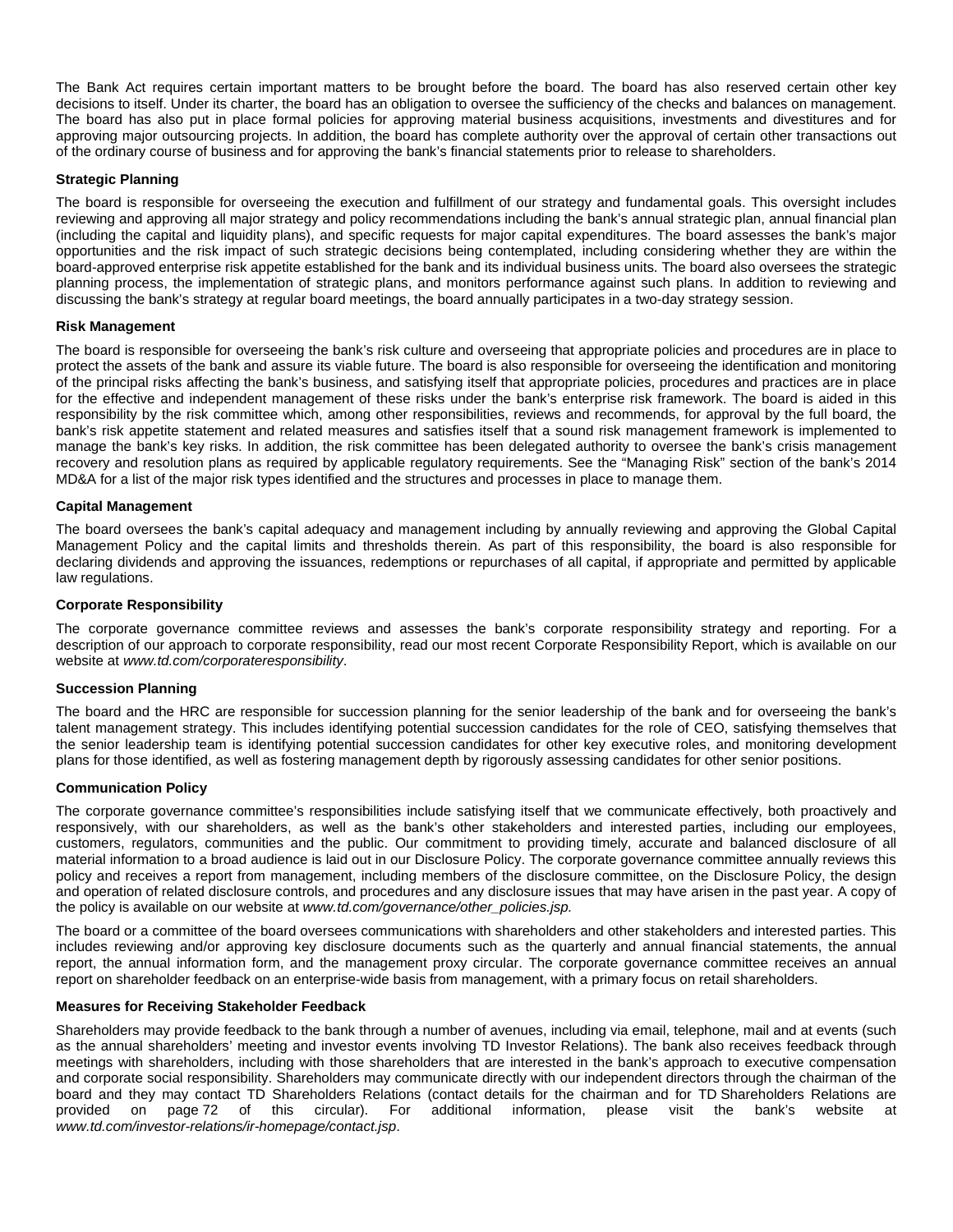The Bank Act requires certain important matters to be brought before the board. The board has also reserved certain other key decisions to itself. Under its charter, the board has an obligation to oversee the sufficiency of the checks and balances on management. The board has also put in place formal policies for approving material business acquisitions, investments and divestitures and for approving major outsourcing projects. In addition, the board has complete authority over the approval of certain other transactions out of the ordinary course of business and for approving the bank's financial statements prior to release to shareholders.

**Strategic Planning**

The board is responsible for overseeing the execution and fulfillment of our strategy and fundamental goals. This oversight includes reviewing and approving all major strategy and policy recommendations including the bank's annual strategic plan, annual financial plan (including the capital and liquidity plans), and specific requests for major capital expenditures. The board assesses the bank's major opportunities and the risk impact of such strategic decisions being contemplated, including considering whether they are within the board-approved enterprise risk appetite established for the bank and its individual business units. The board also oversees the strategic planning process, the implementation of strategic plans, and monitors performance against such plans. In addition to reviewing and discussing the bank's strategy at regular board meetings, the board annually participates in a two-day strategy session.

**Risk Management**

The board is responsible for overseeing the bank's risk culture and overseeing that appropriate policies and procedures are in place to protect the assets of the bank and assure its viable future. The board is also responsible for overseeing the identification and monitoring of the principal risks affecting the bank's business, and satisfying itself that appropriate policies, procedures and practices are in place for the effective and independent management of these risks under the bank's enterprise risk framework. The board is aided in this responsibility by the risk committee which, among other responsibilities, reviews and recommends, for approval by the full board, the bank's risk appetite statement and related measures and satisfies itself that a sound risk management framework is implemented to manage the bank's key risks. In addition, the risk committee has been delegated authority to oversee the bank's crisis management recovery and resolution plans as required by applicable regulatory requirements. See the "Managing Risk" section of the bank's 2014 MD&A for a list of the major risk types identified and the structures and processes in place to manage them.

**Capital Management**

The board oversees the bank's capital adequacy and management including by annually reviewing and approving the Global Capital Management Policy and the capital limits and thresholds therein. As part of this responsibility, the board is also responsible for declaring dividends and approving the issuances, redemptions or repurchases of all capital, if appropriate and permitted by applicable law regulations.

**Corporate Responsibility**

The corporate governance committee reviews and assesses the bank's corporate responsibility strategy and reporting. For a description of our approach to corporate responsibility, read our most recent Corporate Responsibility Report, which is available on our website at *www.td.com/corporateresponsibility*.

**Succession Planning**

The board and the HRC are responsible for succession planning for the senior leadership of the bank and for overseeing the bank's talent management strategy. This includes identifying potential succession candidates for the role of CEO, satisfying themselves that the senior leadership team is identifying potential succession candidates for other key executive roles, and monitoring development plans for those identified, as well as fostering management depth by rigorously assessing candidates for other senior positions.

**Communication Policy**

The corporate governance committee's responsibilities include satisfying itself that we communicate effectively, both proactively and responsively, with our shareholders, as well as the bank's other stakeholders and interested parties, including our employees, customers, regulators, communities and the public. Our commitment to providing timely, accurate and balanced disclosure of all material information to a broad audience is laid out in our Disclosure Policy. The corporate governance committee annually reviews this policy and receives a report from management, including members of the disclosure committee, on the Disclosure Policy, the design and operation of related disclosure controls, and procedures and any disclosure issues that may have arisen in the past year. A copy of the policy is available on our website at *www.td.com/governance/other_policies.jsp.*

The board or a committee of the board oversees communications with shareholders and other stakeholders and interested parties. This includes reviewing and/or approving key disclosure documents such as the quarterly and annual financial statements, the annual report, the annual information form, and the management proxy circular. The corporate governance committee receives an annual report on shareholder feedback on an enterprise-wide basis from management, with a primary focus on retail shareholders.

**Measures for Receiving Stakeholder Feedback**

Shareholders may provide feedback to the bank through a number of avenues, including via email, telephone, mail and at events (such as the annual shareholders' meeting and investor events involving TD Investor Relations). The bank also receives feedback through meetings with shareholders, including with those shareholders that are interested in the bank's approach to executive compensation and corporate social responsibility. Shareholders may communicate directly with our independent directors through the chairman of the board and they may contact TD Shareholders Relations (contact details for the chairman and for TD Shareholders Relations are provided on page 72 of this circular). For additional information, please visit the bank's website at *www.td.com/investor-relations/ir-homepage/contact.jsp*.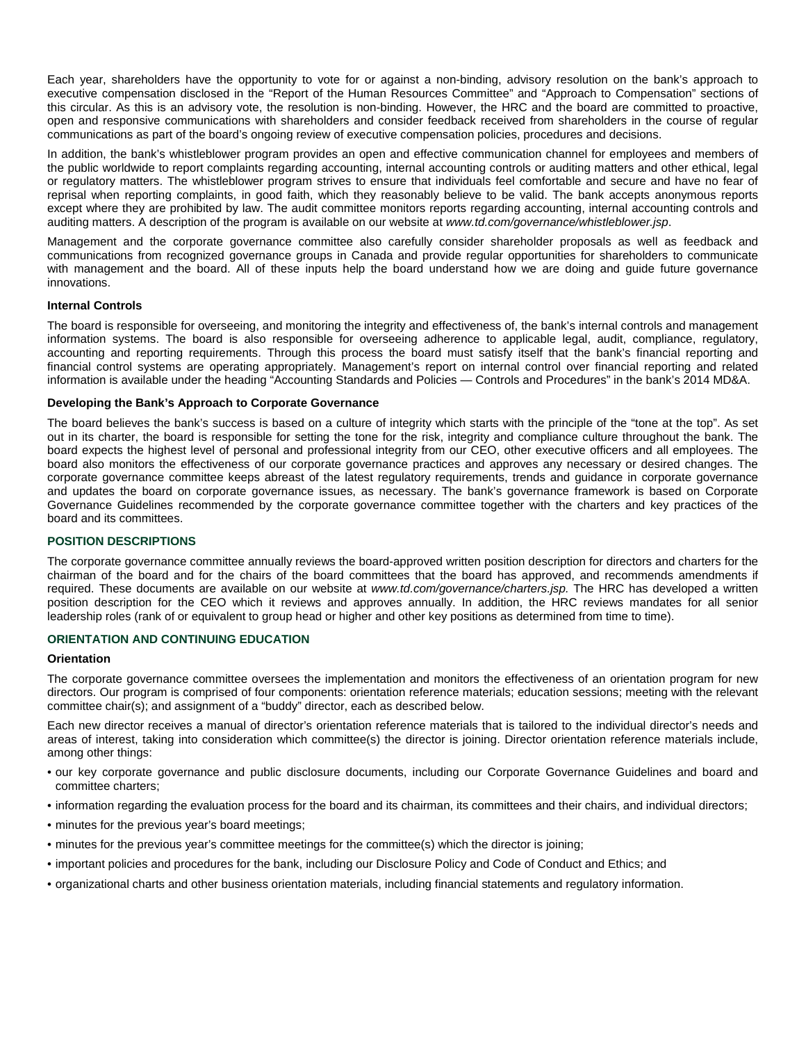Each year, shareholders have the opportunity to vote for or against a non-binding, advisory resolution on the bank's approach to executive compensation disclosed in the "Report of the Human Resources Committee" and "Approach to Compensation" sections of this circular. As this is an advisory vote, the resolution is non-binding. However, the HRC and the board are committed to proactive, open and responsive communications with shareholders and consider feedback received from shareholders in the course of regular communications as part of the board's ongoing review of executive compensation policies, procedures and decisions.

In addition, the bank's whistleblower program provides an open and effective communication channel for employees and members of the public worldwide to report complaints regarding accounting, internal accounting controls or auditing matters and other ethical, legal or regulatory matters. The whistleblower program strives to ensure that individuals feel comfortable and secure and have no fear of reprisal when reporting complaints, in good faith, which they reasonably believe to be valid. The bank accepts anonymous reports except where they are prohibited by law. The audit committee monitors reports regarding accounting, internal accounting controls and auditing matters. A description of the program is available on our website at *www.td.com/governance/whistleblower.jsp*.

Management and the corporate governance committee also carefully consider shareholder proposals as well as feedback and communications from recognized governance groups in Canada and provide regular opportunities for shareholders to communicate with management and the board. All of these inputs help the board understand how we are doing and guide future governance innovations.

**Internal Controls**

The board is responsible for overseeing, and monitoring the integrity and effectiveness of, the bank's internal controls and management information systems. The board is also responsible for overseeing adherence to applicable legal, audit, compliance, regulatory, accounting and reporting requirements. Through this process the board must satisfy itself that the bank's financial reporting and financial control systems are operating appropriately. Management's report on internal control over financial reporting and related information is available under the heading "Accounting Standards and Policies — Controls and Procedures" in the bank's 2014 MD&A.

**Developing the Bank's Approach to Corporate Governance**

The board believes the bank's success is based on a culture of integrity which starts with the principle of the "tone at the top". As set out in its charter, the board is responsible for setting the tone for the risk, integrity and compliance culture throughout the bank. The board expects the highest level of personal and professional integrity from our CEO, other executive officers and all employees. The board also monitors the effectiveness of our corporate governance practices and approves any necessary or desired changes. The corporate governance committee keeps abreast of the latest regulatory requirements, trends and guidance in corporate governance and updates the board on corporate governance issues, as necessary. The bank's governance framework is based on Corporate Governance Guidelines recommended by the corporate governance committee together with the charters and key practices of the board and its committees.

## POSITION DESCRIPTIONS

The corporate governance committee annually reviews the board-approved written position description for directors and charters for the chairman of the board and for the chairs of the board committees that the board has approved, and recommends amendments if required. These documents are available on our website at *www.td.com/governance/charters.jsp.* The HRC has developed a written position description for the CEO which it reviews and approves annually. In addition, the HRC reviews mandates for all senior leadership roles (rank of or equivalent to group head or higher and other key positions as determined from time to time).

## ORIENTATION AND CONTINUING EDUCATION

**Orientation**

The corporate governance committee oversees the implementation and monitors the effectiveness of an orientation program for new directors. Our program is comprised of four components: orientation reference materials; education sessions; meeting with the relevant committee chair(s); and assignment of a "buddy" director, each as described below.

Each new director receives a manual of director's orientation reference materials that is tailored to the individual director's needs and areas of interest, taking into consideration which committee(s) the director is joining. Director orientation reference materials include, among other things:

- our key corporate governance and public disclosure documents, including our Corporate Governance Guidelines and board and committee charters;
- information regarding the evaluation process for the board and its chairman, its committees and their chairs, and individual directors;
- minutes for the previous year's board meetings;
- minutes for the previous year's committee meetings for the committee(s) which the director is joining;
- important policies and procedures for the bank, including our Disclosure Policy and Code of Conduct and Ethics; and
- organizational charts and other business orientation materials, including financial statements and regulatory information.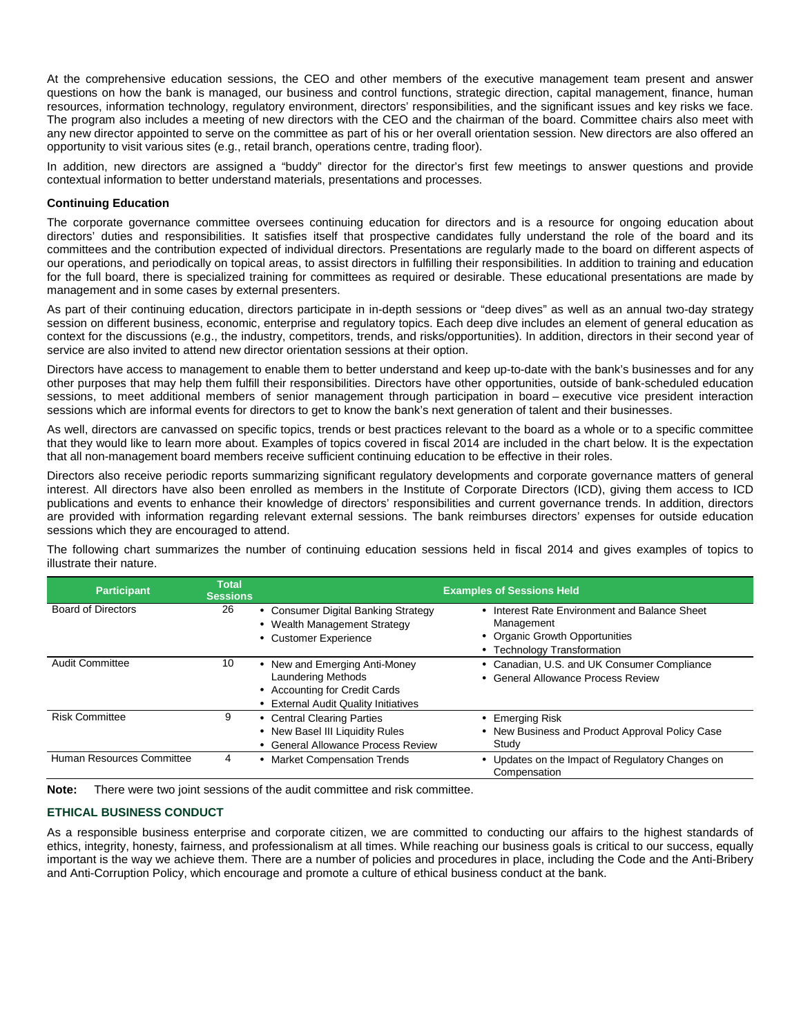At the comprehensive education sessions, the CEO and other members of the executive management team present and answer questions on how the bank is managed, our business and control functions, strategic direction, capital management, finance, human resources, information technology, regulatory environment, directors' responsibilities, and the significant issues and key risks we face. The program also includes a meeting of new directors with the CEO and the chairman of the board. Committee chairs also meet with any new director appointed to serve on the committee as part of his or her overall orientation session. New directors are also offered an opportunity to visit various sites (e.g., retail branch, operations centre, trading floor).

In addition, new directors are assigned a "buddy" director for the director's first few meetings to answer questions and provide contextual information to better understand materials, presentations and processes.

**Continuing Education**

The corporate governance committee oversees continuing education for directors and is a resource for ongoing education about directors' duties and responsibilities. It satisfies itself that prospective candidates fully understand the role of the board and its committees and the contribution expected of individual directors. Presentations are regularly made to the board on different aspects of our operations, and periodically on topical areas, to assist directors in fulfilling their responsibilities. In addition to training and education for the full board, there is specialized training for committees as required or desirable. These educational presentations are made by management and in some cases by external presenters.

As part of their continuing education, directors participate in in-depth sessions or "deep dives" as well as an annual two-day strategy session on different business, economic, enterprise and regulatory topics. Each deep dive includes an element of general education as context for the discussions (e.g., the industry, competitors, trends, and risks/opportunities). In addition, directors in their second year of service are also invited to attend new director orientation sessions at their option.

Directors have access to management to enable them to better understand and keep up-to-date with the bank's businesses and for any other purposes that may help them fulfill their responsibilities. Directors have other opportunities, outside of bank-scheduled education sessions, to meet additional members of senior management through participation in board – executive vice president interaction sessions which are informal events for directors to get to know the bank's next generation of talent and their businesses.

As well, directors are canvassed on specific topics, trends or best practices relevant to the board as a whole or to a specific committee that they would like to learn more about. Examples of topics covered in fiscal 2014 are included in the chart below. It is the expectation that all non-management board members receive sufficient continuing education to be effective in their roles.

Directors also receive periodic reports summarizing significant regulatory developments and corporate governance matters of general interest. All directors have also been enrolled as members in the Institute of Corporate Directors (ICD), giving them access to ICD publications and events to enhance their knowledge of directors' responsibilities and current governance trends. In addition, directors are provided with information regarding relevant external sessions. The bank reimburses directors' expenses for outside education sessions which they are encouraged to attend.

The following chart summarizes the number of continuing education sessions held in fiscal 2014 and gives examples of topics to illustrate their nature.

| Participant | Total Sessions | Examples of Sessions Held | |
|---|---|---|---|
| Board of Directors | 26 | • Consumer Digital Banking Strategy<br>• Wealth Management Strategy<br>• Customer Experience | • Interest Rate Environment and Balance Sheet Management<br>• Organic Growth Opportunities<br>• Technology Transformation |
| Audit Committee | 10 | • New and Emerging Anti-Money Laundering Methods<br>• Accounting for Credit Cards<br>• External Audit Quality Initiatives | • Canadian, U.S. and UK Consumer Compliance<br>• General Allowance Process Review |
| Risk Committee | 9 | • Central Clearing Parties<br>• New Basel III Liquidity Rules<br>• General Allowance Process Review | • Emerging Risk<br>• New Business and Product Approval Policy Case Study |
| Human Resources Committee | 4 | • Market Compensation Trends | • Updates on the Impact of Regulatory Changes on Compensation |

**Note:** There were two joint sessions of the audit committee and risk committee.

## ETHICAL BUSINESS CONDUCT

As a responsible business enterprise and corporate citizen, we are committed to conducting our affairs to the highest standards of ethics, integrity, honesty, fairness, and professionalism at all times. While reaching our business goals is critical to our success, equally important is the way we achieve them. There are a number of policies and procedures in place, including the Code and the Anti-Bribery and Anti-Corruption Policy, which encourage and promote a culture of ethical business conduct at the bank.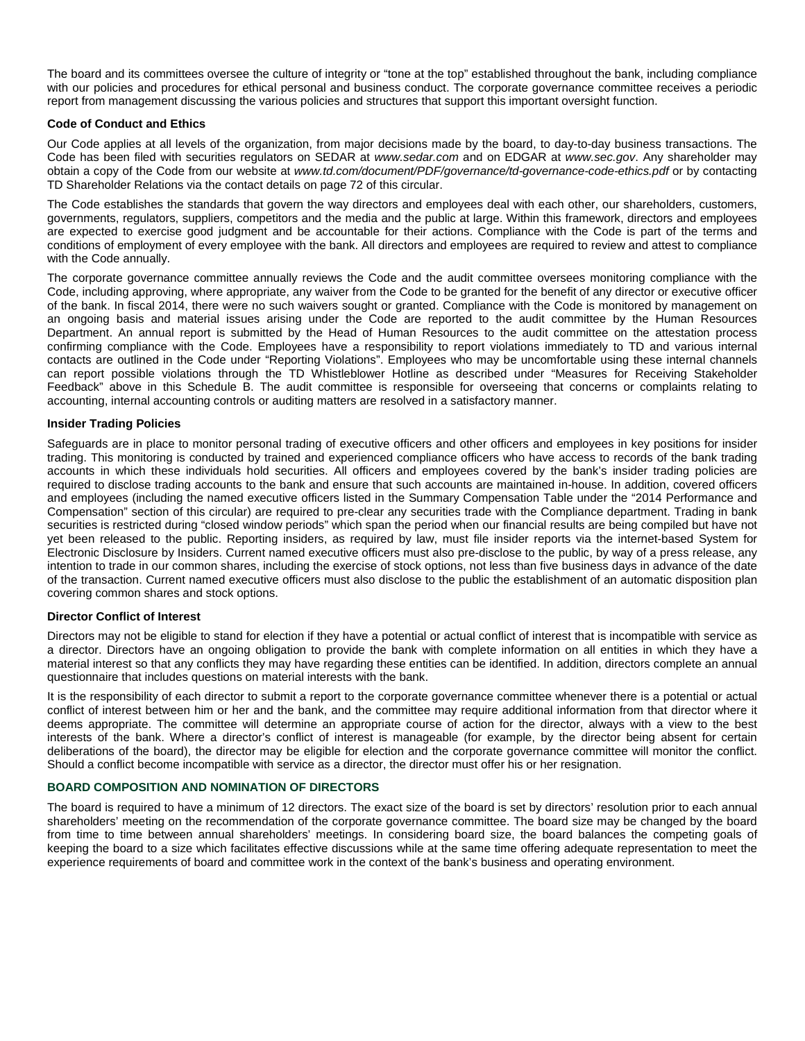The board and its committees oversee the culture of integrity or "tone at the top" established throughout the bank, including compliance with our policies and procedures for ethical personal and business conduct. The corporate governance committee receives a periodic report from management discussing the various policies and structures that support this important oversight function.

**Code of Conduct and Ethics**

Our Code applies at all levels of the organization, from major decisions made by the board, to day-to-day business transactions. The Code has been filed with securities regulators on SEDAR at *www.sedar.com* and on EDGAR at *www.sec.gov*. Any shareholder may obtain a copy of the Code from our website at *www.td.com/document/PDF/governance/td-governance-code-ethics.pdf* or by contacting TD Shareholder Relations via the contact details on page 72 of this circular.

The Code establishes the standards that govern the way directors and employees deal with each other, our shareholders, customers, governments, regulators, suppliers, competitors and the media and the public at large. Within this framework, directors and employees are expected to exercise good judgment and be accountable for their actions. Compliance with the Code is part of the terms and conditions of employment of every employee with the bank. All directors and employees are required to review and attest to compliance with the Code annually.

The corporate governance committee annually reviews the Code and the audit committee oversees monitoring compliance with the Code, including approving, where appropriate, any waiver from the Code to be granted for the benefit of any director or executive officer of the bank. In fiscal 2014, there were no such waivers sought or granted. Compliance with the Code is monitored by management on an ongoing basis and material issues arising under the Code are reported to the audit committee by the Human Resources Department. An annual report is submitted by the Head of Human Resources to the audit committee on the attestation process confirming compliance with the Code. Employees have a responsibility to report violations immediately to TD and various internal contacts are outlined in the Code under "Reporting Violations". Employees who may be uncomfortable using these internal channels can report possible violations through the TD Whistleblower Hotline as described under "Measures for Receiving Stakeholder Feedback" above in this Schedule B. The audit committee is responsible for overseeing that concerns or complaints relating to accounting, internal accounting controls or auditing matters are resolved in a satisfactory manner.

**Insider Trading Policies**

Safeguards are in place to monitor personal trading of executive officers and other officers and employees in key positions for insider trading. This monitoring is conducted by trained and experienced compliance officers who have access to records of the bank trading accounts in which these individuals hold securities. All officers and employees covered by the bank's insider trading policies are required to disclose trading accounts to the bank and ensure that such accounts are maintained in-house. In addition, covered officers and employees (including the named executive officers listed in the Summary Compensation Table under the "2014 Performance and Compensation" section of this circular) are required to pre-clear any securities trade with the Compliance department. Trading in bank securities is restricted during "closed window periods" which span the period when our financial results are being compiled but have not yet been released to the public. Reporting insiders, as required by law, must file insider reports via the internet-based System for Electronic Disclosure by Insiders. Current named executive officers must also pre-disclose to the public, by way of a press release, any intention to trade in our common shares, including the exercise of stock options, not less than five business days in advance of the date of the transaction. Current named executive officers must also disclose to the public the establishment of an automatic disposition plan covering common shares and stock options.

**Director Conflict of Interest**

Directors may not be eligible to stand for election if they have a potential or actual conflict of interest that is incompatible with service as a director. Directors have an ongoing obligation to provide the bank with complete information on all entities in which they have a material interest so that any conflicts they may have regarding these entities can be identified. In addition, directors complete an annual questionnaire that includes questions on material interests with the bank.

It is the responsibility of each director to submit a report to the corporate governance committee whenever there is a potential or actual conflict of interest between him or her and the bank, and the committee may require additional information from that director where it deems appropriate. The committee will determine an appropriate course of action for the director, always with a view to the best interests of the bank. Where a director's conflict of interest is manageable (for example, by the director being absent for certain deliberations of the board), the director may be eligible for election and the corporate governance committee will monitor the conflict. Should a conflict become incompatible with service as a director, the director must offer his or her resignation.

## BOARD COMPOSITION AND NOMINATION OF DIRECTORS

The board is required to have a minimum of 12 directors. The exact size of the board is set by directors' resolution prior to each annual shareholders' meeting on the recommendation of the corporate governance committee. The board size may be changed by the board from time to time between annual shareholders' meetings. In considering board size, the board balances the competing goals of keeping the board to a size which facilitates effective discussions while at the same time offering adequate representation to meet the experience requirements of board and committee work in the context of the bank's business and operating environment.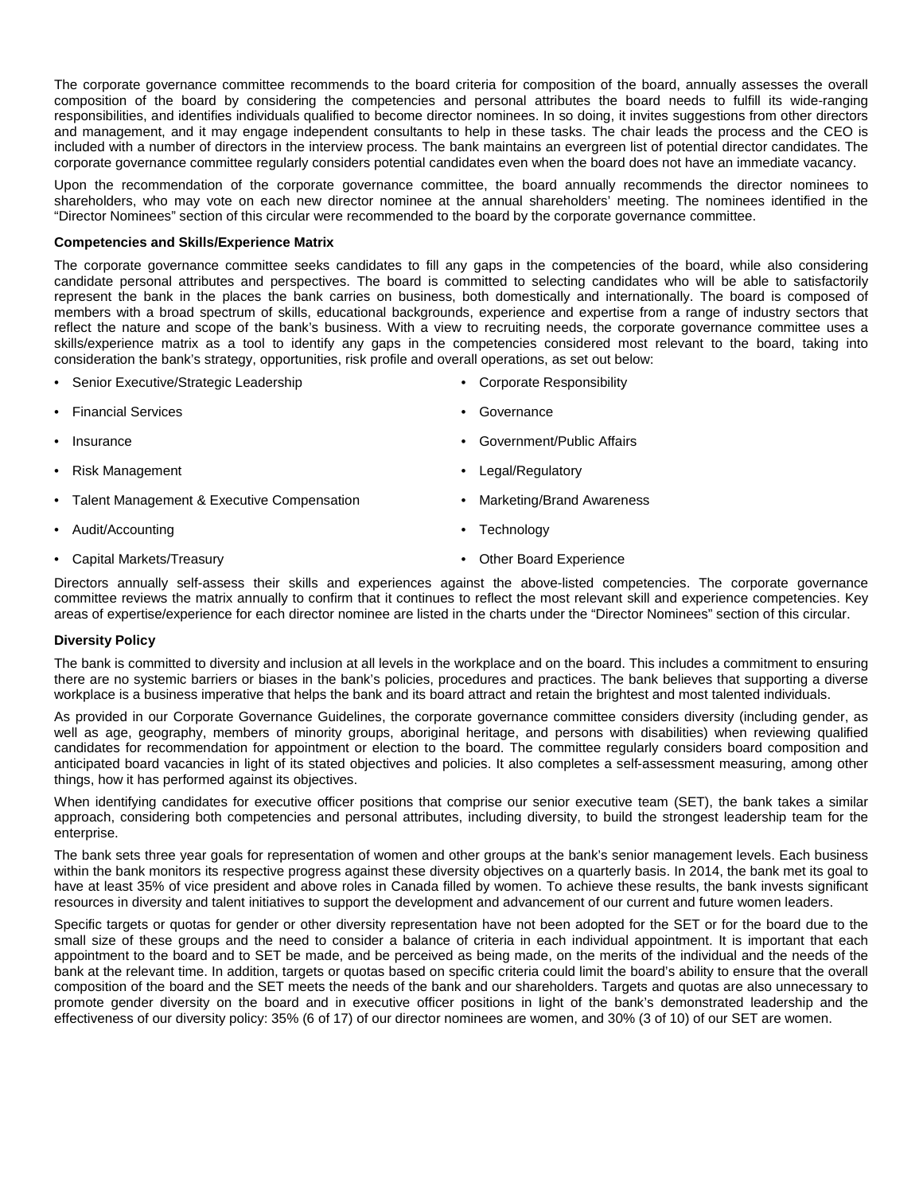The corporate governance committee recommends to the board criteria for composition of the board, annually assesses the overall composition of the board by considering the competencies and personal attributes the board needs to fulfill its wide-ranging responsibilities, and identifies individuals qualified to become director nominees. In so doing, it invites suggestions from other directors and management, and it may engage independent consultants to help in these tasks. The chair leads the process and the CEO is included with a number of directors in the interview process. The bank maintains an evergreen list of potential director candidates. The corporate governance committee regularly considers potential candidates even when the board does not have an immediate vacancy.

Upon the recommendation of the corporate governance committee, the board annually recommends the director nominees to shareholders, who may vote on each new director nominee at the annual shareholders' meeting. The nominees identified in the "Director Nominees" section of this circular were recommended to the board by the corporate governance committee.

**Competencies and Skills/Experience Matrix**

The corporate governance committee seeks candidates to fill any gaps in the competencies of the board, while also considering candidate personal attributes and perspectives. The board is committed to selecting candidates who will be able to satisfactorily represent the bank in the places the bank carries on business, both domestically and internationally. The board is composed of members with a broad spectrum of skills, educational backgrounds, experience and expertise from a range of industry sectors that reflect the nature and scope of the bank's business. With a view to recruiting needs, the corporate governance committee uses a skills/experience matrix as a tool to identify any gaps in the competencies considered most relevant to the board, taking into consideration the bank's strategy, opportunities, risk profile and overall operations, as set out below:

- Senior Executive/Strategic Leadership
- Financial Services
- Insurance
- Risk Management
- Talent Management & Executive Compensation
- Audit/Accounting
- Capital Markets/Treasury
- Corporate Responsibility
- Governance
- Government/Public Affairs
- Legal/Regulatory
- Marketing/Brand Awareness
- Technology
- Other Board Experience

Directors annually self-assess their skills and experiences against the above-listed competencies. The corporate governance committee reviews the matrix annually to confirm that it continues to reflect the most relevant skill and experience competencies. Key areas of expertise/experience for each director nominee are listed in the charts under the "Director Nominees" section of this circular.

**Diversity Policy**

The bank is committed to diversity and inclusion at all levels in the workplace and on the board. This includes a commitment to ensuring there are no systemic barriers or biases in the bank's policies, procedures and practices. The bank believes that supporting a diverse workplace is a business imperative that helps the bank and its board attract and retain the brightest and most talented individuals.

As provided in our Corporate Governance Guidelines, the corporate governance committee considers diversity (including gender, as well as age, geography, members of minority groups, aboriginal heritage, and persons with disabilities) when reviewing qualified candidates for recommendation for appointment or election to the board. The committee regularly considers board composition and anticipated board vacancies in light of its stated objectives and policies. It also completes a self-assessment measuring, among other things, how it has performed against its objectives.

When identifying candidates for executive officer positions that comprise our senior executive team (SET), the bank takes a similar approach, considering both competencies and personal attributes, including diversity, to build the strongest leadership team for the enterprise.

The bank sets three year goals for representation of women and other groups at the bank's senior management levels. Each business within the bank monitors its respective progress against these diversity objectives on a quarterly basis. In 2014, the bank met its goal to have at least 35% of vice president and above roles in Canada filled by women. To achieve these results, the bank invests significant resources in diversity and talent initiatives to support the development and advancement of our current and future women leaders.

Specific targets or quotas for gender or other diversity representation have not been adopted for the SET or for the board due to the small size of these groups and the need to consider a balance of criteria in each individual appointment. It is important that each appointment to the board and to SET be made, and be perceived as being made, on the merits of the individual and the needs of the bank at the relevant time. In addition, targets or quotas based on specific criteria could limit the board's ability to ensure that the overall composition of the board and the SET meets the needs of the bank and our shareholders. Targets and quotas are also unnecessary to promote gender diversity on the board and in executive officer positions in light of the bank's demonstrated leadership and the effectiveness of our diversity policy: 35% (6 of 17) of our director nominees are women, and 30% (3 of 10) of our SET are women.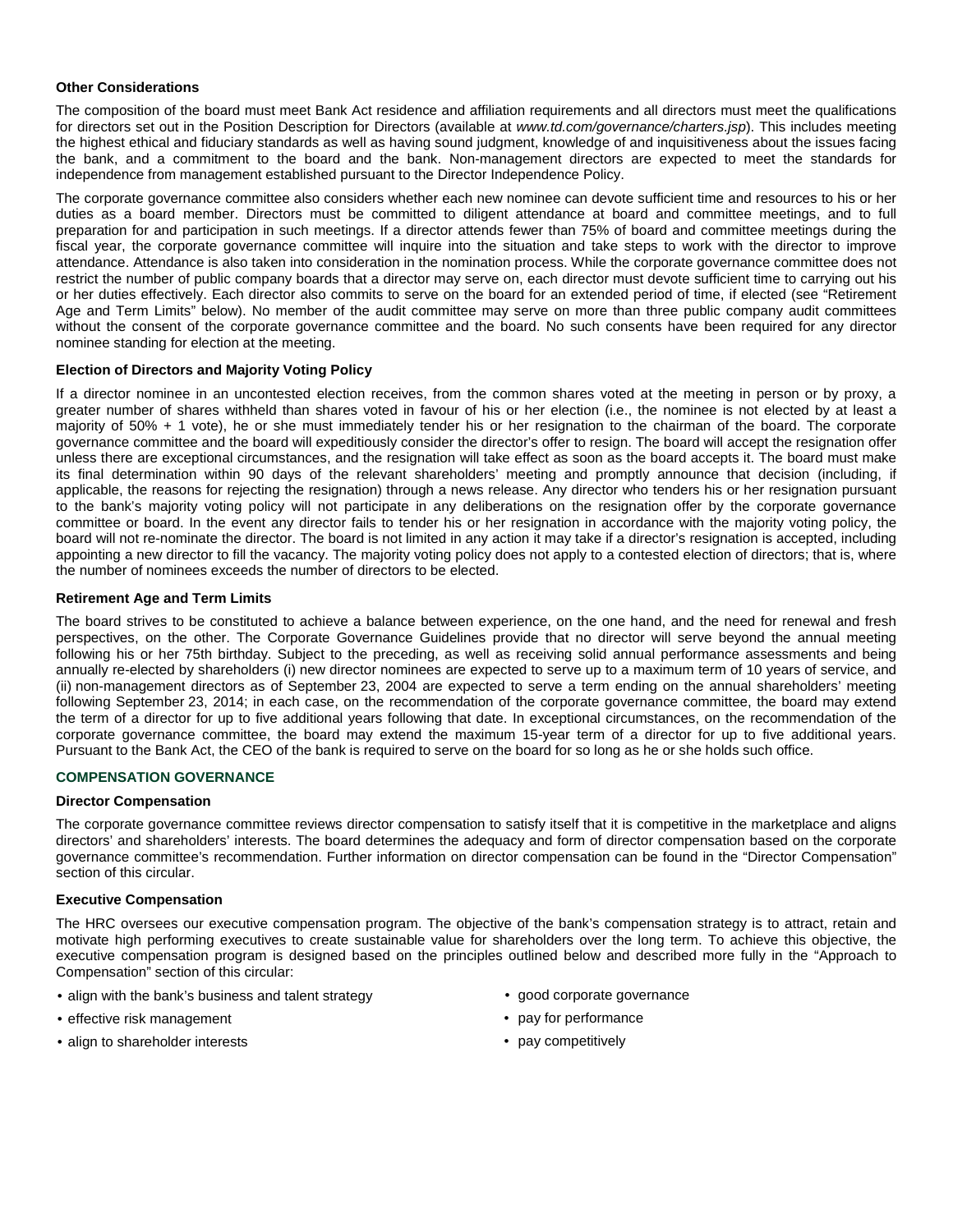### Other Considerations

The composition of the board must meet Bank Act residence and affiliation requirements and all directors must meet the qualifications for directors set out in the Position Description for Directors (available at *www.td.com/governance/charters.jsp*). This includes meeting the highest ethical and fiduciary standards as well as having sound judgment, knowledge of and inquisitiveness about the issues facing the bank, and a commitment to the board and the bank. Non-management directors are expected to meet the standards for independence from management established pursuant to the Director Independence Policy.

The corporate governance committee also considers whether each new nominee can devote sufficient time and resources to his or her duties as a board member. Directors must be committed to diligent attendance at board and committee meetings, and to full preparation for and participation in such meetings. If a director attends fewer than 75% of board and committee meetings during the fiscal year, the corporate governance committee will inquire into the situation and take steps to work with the director to improve attendance. Attendance is also taken into consideration in the nomination process. While the corporate governance committee does not restrict the number of public company boards that a director may serve on, each director must devote sufficient time to carrying out his or her duties effectively. Each director also commits to serve on the board for an extended period of time, if elected (see "Retirement Age and Term Limits" below). No member of the audit committee may serve on more than three public company audit committees without the consent of the corporate governance committee and the board. No such consents have been required for any director nominee standing for election at the meeting.

### Election of Directors and Majority Voting Policy

If a director nominee in an uncontested election receives, from the common shares voted at the meeting in person or by proxy, a greater number of shares withheld than shares voted in favour of his or her election (i.e., the nominee is not elected by at least a majority of 50% + 1 vote), he or she must immediately tender his or her resignation to the chairman of the board. The corporate governance committee and the board will expeditiously consider the director's offer to resign. The board will accept the resignation offer unless there are exceptional circumstances, and the resignation will take effect as soon as the board accepts it. The board must make its final determination within 90 days of the relevant shareholders' meeting and promptly announce that decision (including, if applicable, the reasons for rejecting the resignation) through a news release. Any director who tenders his or her resignation pursuant to the bank's majority voting policy will not participate in any deliberations on the resignation offer by the corporate governance committee or board. In the event any director fails to tender his or her resignation in accordance with the majority voting policy, the board will not re-nominate the director. The board is not limited in any action it may take if a director's resignation is accepted, including appointing a new director to fill the vacancy. The majority voting policy does not apply to a contested election of directors; that is, where the number of nominees exceeds the number of directors to be elected.

### Retirement Age and Term Limits

The board strives to be constituted to achieve a balance between experience, on the one hand, and the need for renewal and fresh perspectives, on the other. The Corporate Governance Guidelines provide that no director will serve beyond the annual meeting following his or her 75th birthday. Subject to the preceding, as well as receiving solid annual performance assessments and being annually re-elected by shareholders (i) new director nominees are expected to serve up to a maximum term of 10 years of service, and (ii) non-management directors as of September 23, 2004 are expected to serve a term ending on the annual shareholders' meeting following September 23, 2014; in each case, on the recommendation of the corporate governance committee, the board may extend the term of a director for up to five additional years following that date. In exceptional circumstances, on the recommendation of the corporate governance committee, the board may extend the maximum 15-year term of a director for up to five additional years. Pursuant to the Bank Act, the CEO of the bank is required to serve on the board for so long as he or she holds such office.

## COMPENSATION GOVERNANCE

### Director Compensation

The corporate governance committee reviews director compensation to satisfy itself that it is competitive in the marketplace and aligns directors' and shareholders' interests. The board determines the adequacy and form of director compensation based on the corporate governance committee's recommendation. Further information on director compensation can be found in the "Director Compensation" section of this circular.

### Executive Compensation

The HRC oversees our executive compensation program. The objective of the bank's compensation strategy is to attract, retain and motivate high performing executives to create sustainable value for shareholders over the long term. To achieve this objective, the executive compensation program is designed based on the principles outlined below and described more fully in the "Approach to Compensation" section of this circular:

- align with the bank's business and talent strategy
- effective risk management
- align to shareholder interests
- good corporate governance
- pay for performance
- pay competitively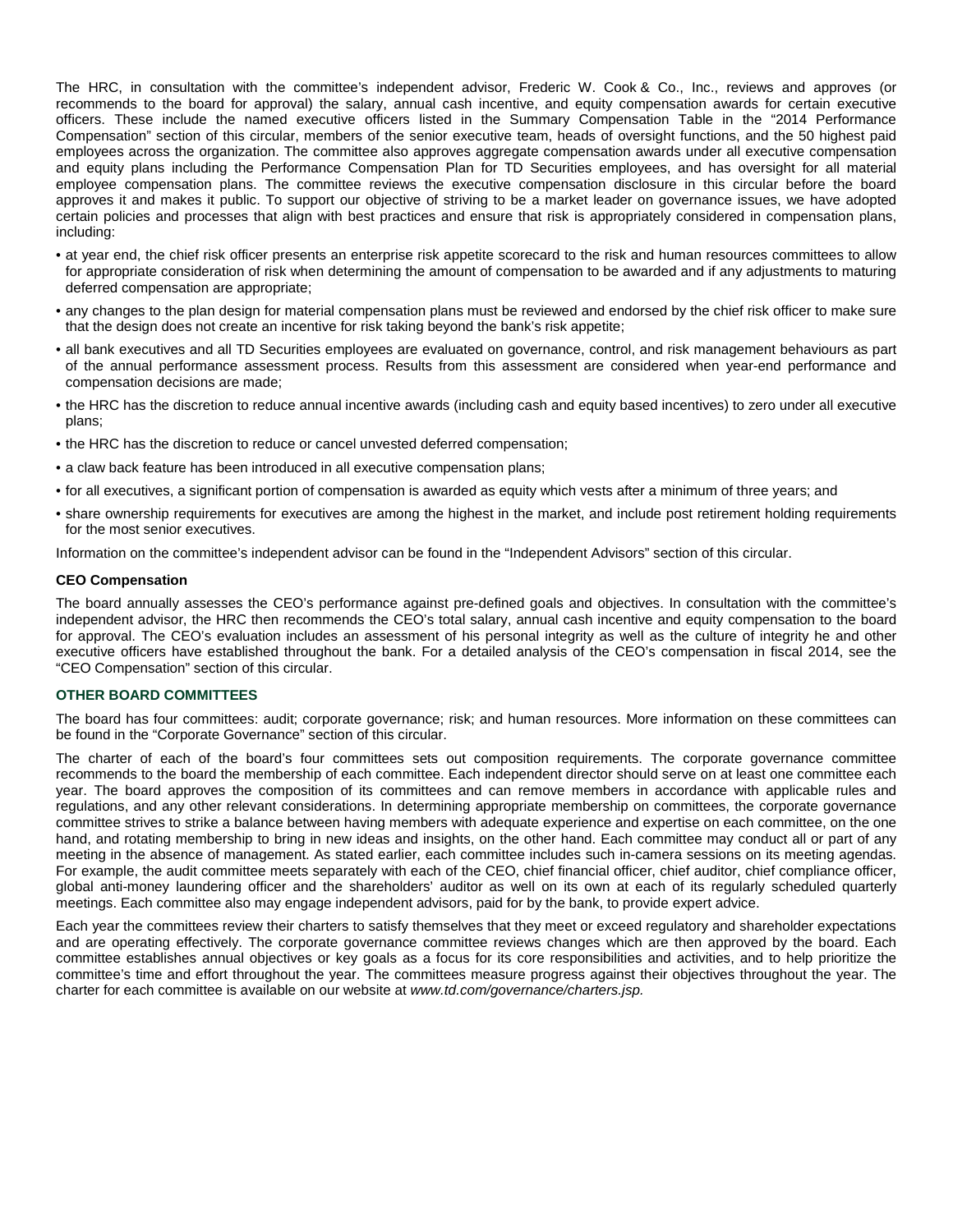The HRC, in consultation with the committee's independent advisor, Frederic W. Cook & Co., Inc., reviews and approves (or recommends to the board for approval) the salary, annual cash incentive, and equity compensation awards for certain executive officers. These include the named executive officers listed in the Summary Compensation Table in the "2014 Performance Compensation" section of this circular, members of the senior executive team, heads of oversight functions, and the 50 highest paid employees across the organization. The committee also approves aggregate compensation awards under all executive compensation and equity plans including the Performance Compensation Plan for TD Securities employees, and has oversight for all material employee compensation plans. The committee reviews the executive compensation disclosure in this circular before the board approves it and makes it public. To support our objective of striving to be a market leader on governance issues, we have adopted certain policies and processes that align with best practices and ensure that risk is appropriately considered in compensation plans, including:

- at year end, the chief risk officer presents an enterprise risk appetite scorecard to the risk and human resources committees to allow for appropriate consideration of risk when determining the amount of compensation to be awarded and if any adjustments to maturing deferred compensation are appropriate;
- any changes to the plan design for material compensation plans must be reviewed and endorsed by the chief risk officer to make sure that the design does not create an incentive for risk taking beyond the bank's risk appetite;
- all bank executives and all TD Securities employees are evaluated on governance, control, and risk management behaviours as part of the annual performance assessment process. Results from this assessment are considered when year-end performance and compensation decisions are made;
- the HRC has the discretion to reduce annual incentive awards (including cash and equity based incentives) to zero under all executive plans;
- the HRC has the discretion to reduce or cancel unvested deferred compensation;
- a claw back feature has been introduced in all executive compensation plans;
- for all executives, a significant portion of compensation is awarded as equity which vests after a minimum of three years; and
- share ownership requirements for executives are among the highest in the market, and include post retirement holding requirements for the most senior executives.

Information on the committee's independent advisor can be found in the "Independent Advisors" section of this circular.

**CEO Compensation**

The board annually assesses the CEO's performance against pre-defined goals and objectives. In consultation with the committee's independent advisor, the HRC then recommends the CEO's total salary, annual cash incentive and equity compensation to the board for approval. The CEO's evaluation includes an assessment of his personal integrity as well as the culture of integrity he and other executive officers have established throughout the bank. For a detailed analysis of the CEO's compensation in fiscal 2014, see the "CEO Compensation" section of this circular.

## OTHER BOARD COMMITTEES

The board has four committees: audit; corporate governance; risk; and human resources. More information on these committees can be found in the "Corporate Governance" section of this circular.

The charter of each of the board's four committees sets out composition requirements. The corporate governance committee recommends to the board the membership of each committee. Each independent director should serve on at least one committee each year. The board approves the composition of its committees and can remove members in accordance with applicable rules and regulations, and any other relevant considerations. In determining appropriate membership on committees, the corporate governance committee strives to strike a balance between having members with adequate experience and expertise on each committee, on the one hand, and rotating membership to bring in new ideas and insights, on the other hand. Each committee may conduct all or part of any meeting in the absence of management. As stated earlier, each committee includes such in-camera sessions on its meeting agendas. For example, the audit committee meets separately with each of the CEO, chief financial officer, chief auditor, chief compliance officer, global anti-money laundering officer and the shareholders' auditor as well on its own at each of its regularly scheduled quarterly meetings. Each committee also may engage independent advisors, paid for by the bank, to provide expert advice.

Each year the committees review their charters to satisfy themselves that they meet or exceed regulatory and shareholder expectations and are operating effectively. The corporate governance committee reviews changes which are then approved by the board. Each committee establishes annual objectives or key goals as a focus for its core responsibilities and activities, and to help prioritize the committee's time and effort throughout the year. The committees measure progress against their objectives throughout the year. The charter for each committee is available on our website at *www.td.com/governance/charters.jsp.*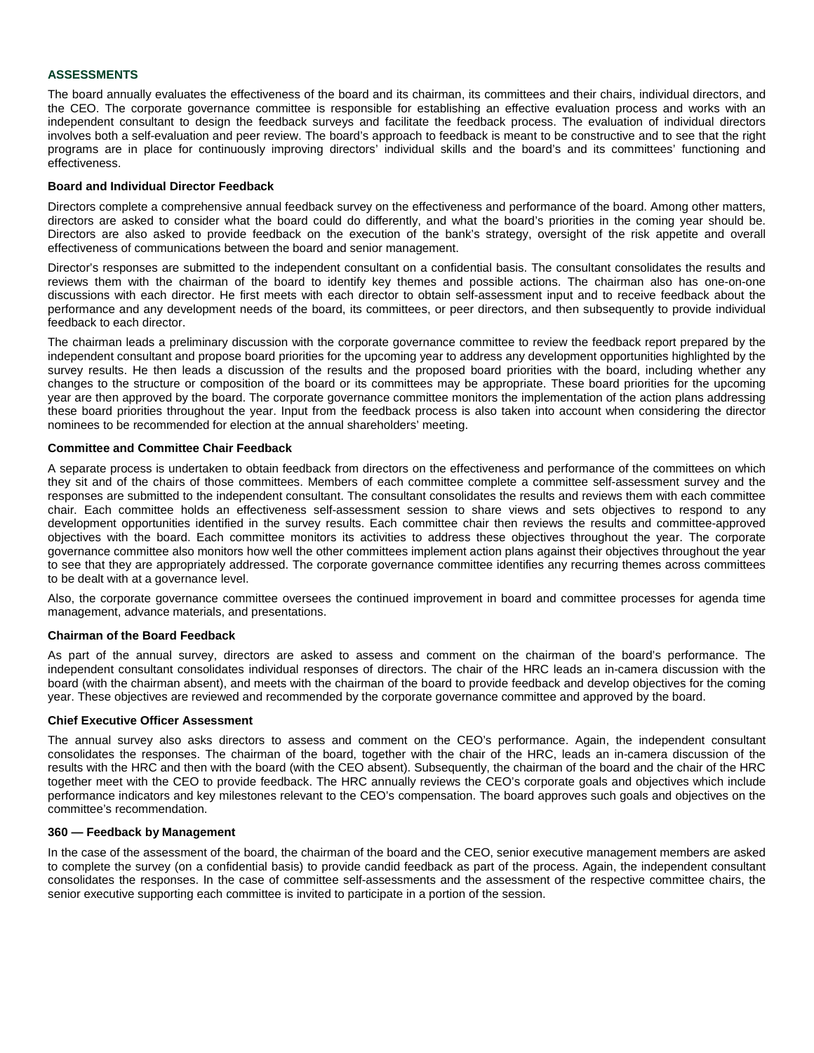## ASSESSMENTS

The board annually evaluates the effectiveness of the board and its chairman, its committees and their chairs, individual directors, and the CEO. The corporate governance committee is responsible for establishing an effective evaluation process and works with an independent consultant to design the feedback surveys and facilitate the feedback process. The evaluation of individual directors involves both a self-evaluation and peer review. The board's approach to feedback is meant to be constructive and to see that the right programs are in place for continuously improving directors' individual skills and the board's and its committees' functioning and effectiveness.

### Board and Individual Director Feedback

Directors complete a comprehensive annual feedback survey on the effectiveness and performance of the board. Among other matters, directors are asked to consider what the board could do differently, and what the board's priorities in the coming year should be. Directors are also asked to provide feedback on the execution of the bank's strategy, oversight of the risk appetite and overall effectiveness of communications between the board and senior management.

Director's responses are submitted to the independent consultant on a confidential basis. The consultant consolidates the results and reviews them with the chairman of the board to identify key themes and possible actions. The chairman also has one-on-one discussions with each director. He first meets with each director to obtain self-assessment input and to receive feedback about the performance and any development needs of the board, its committees, or peer directors, and then subsequently to provide individual feedback to each director.

The chairman leads a preliminary discussion with the corporate governance committee to review the feedback report prepared by the independent consultant and propose board priorities for the upcoming year to address any development opportunities highlighted by the survey results. He then leads a discussion of the results and the proposed board priorities with the board, including whether any changes to the structure or composition of the board or its committees may be appropriate. These board priorities for the upcoming year are then approved by the board. The corporate governance committee monitors the implementation of the action plans addressing these board priorities throughout the year. Input from the feedback process is also taken into account when considering the director nominees to be recommended for election at the annual shareholders' meeting.

### Committee and Committee Chair Feedback

A separate process is undertaken to obtain feedback from directors on the effectiveness and performance of the committees on which they sit and of the chairs of those committees. Members of each committee complete a committee self-assessment survey and the responses are submitted to the independent consultant. The consultant consolidates the results and reviews them with each committee chair. Each committee holds an effectiveness self-assessment session to share views and sets objectives to respond to any development opportunities identified in the survey results. Each committee chair then reviews the results and committee-approved objectives with the board. Each committee monitors its activities to address these objectives throughout the year. The corporate governance committee also monitors how well the other committees implement action plans against their objectives throughout the year to see that they are appropriately addressed. The corporate governance committee identifies any recurring themes across committees to be dealt with at a governance level.

Also, the corporate governance committee oversees the continued improvement in board and committee processes for agenda time management, advance materials, and presentations.

### Chairman of the Board Feedback

As part of the annual survey, directors are asked to assess and comment on the chairman of the board's performance. The independent consultant consolidates individual responses of directors. The chair of the HRC leads an in-camera discussion with the board (with the chairman absent), and meets with the chairman of the board to provide feedback and develop objectives for the coming year. These objectives are reviewed and recommended by the corporate governance committee and approved by the board.

### Chief Executive Officer Assessment

The annual survey also asks directors to assess and comment on the CEO's performance. Again, the independent consultant consolidates the responses. The chairman of the board, together with the chair of the HRC, leads an in-camera discussion of the results with the HRC and then with the board (with the CEO absent). Subsequently, the chairman of the board and the chair of the HRC together meet with the CEO to provide feedback. The HRC annually reviews the CEO's corporate goals and objectives which include performance indicators and key milestones relevant to the CEO's compensation. The board approves such goals and objectives on the committee's recommendation.

### 360 — Feedback by Management

In the case of the assessment of the board, the chairman of the board and the CEO, senior executive management members are asked to complete the survey (on a confidential basis) to provide candid feedback as part of the process. Again, the independent consultant consolidates the responses. In the case of committee self-assessments and the assessment of the respective committee chairs, the senior executive supporting each committee is invited to participate in a portion of the session.